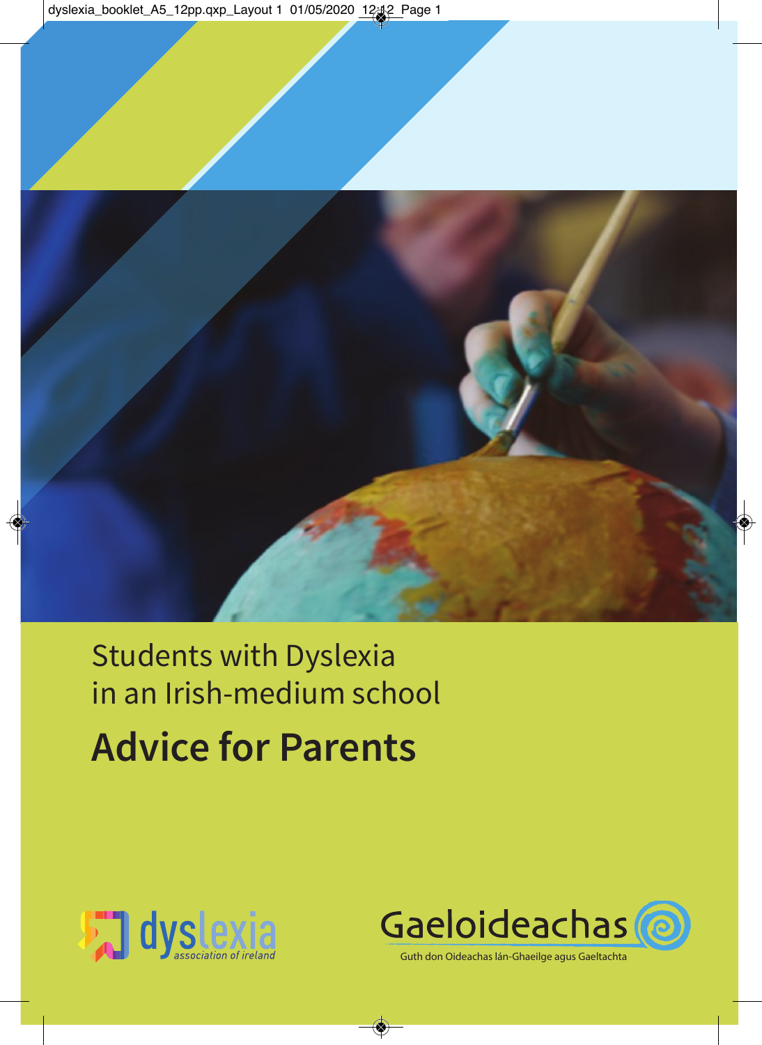Students with Dyslexia
in an Irish-medium school

# Advice for Parents

dyslexia association of ireland

Gaeloideachas

Guth don Oideachas lán-Ghaeilge agus Gaeltachta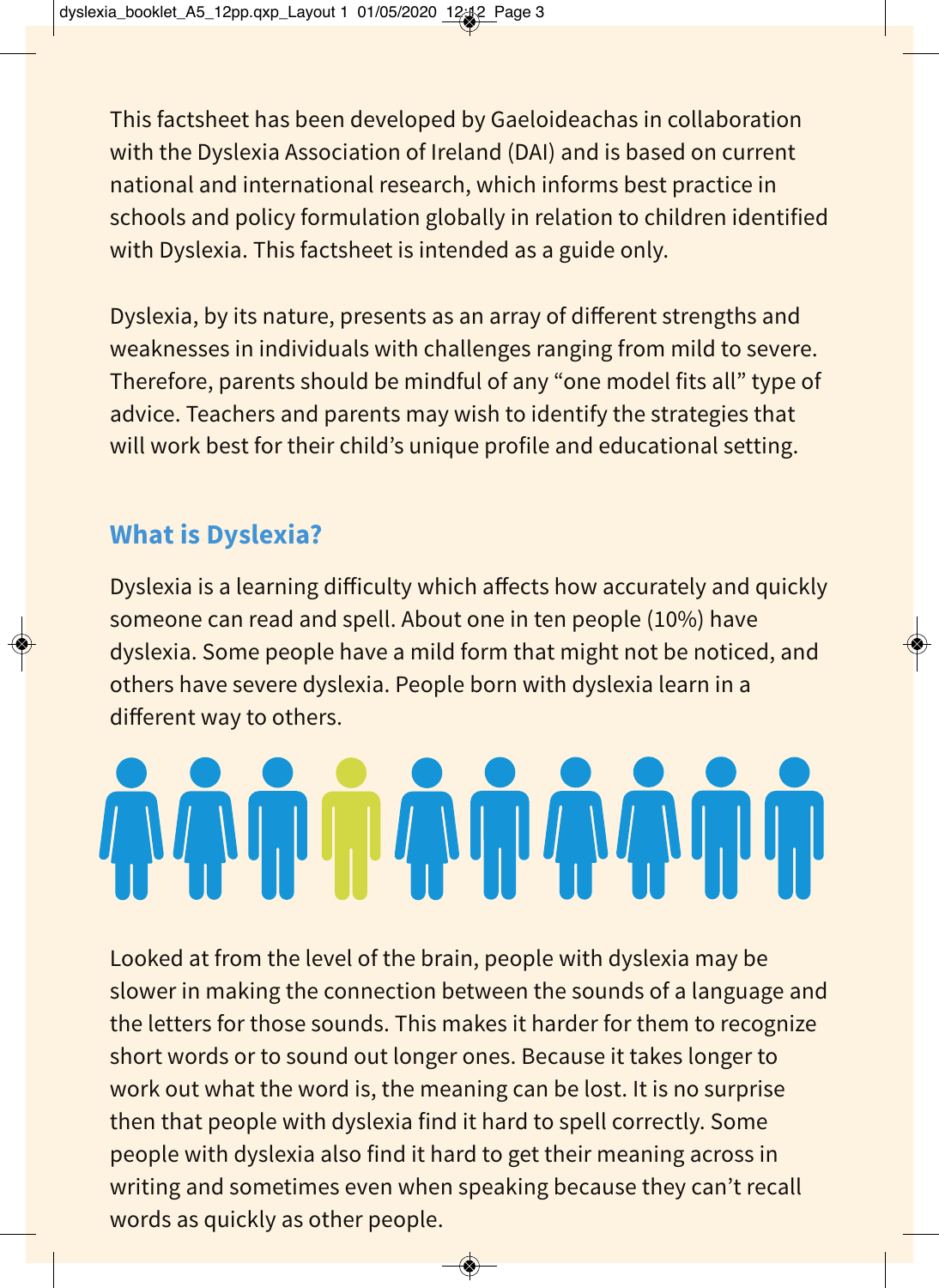This factsheet has been developed by Gaeloideachas in collaboration with the Dyslexia Association of Ireland (DAI) and is based on current national and international research, which informs best practice in schools and policy formulation globally in relation to children identified with Dyslexia. This factsheet is intended as a guide only.

Dyslexia, by its nature, presents as an array of different strengths and weaknesses in individuals with challenges ranging from mild to severe. Therefore, parents should be mindful of any "one model fits all" type of advice. Teachers and parents may wish to identify the strategies that will work best for their child's unique profile and educational setting.

## What is Dyslexia?

Dyslexia is a learning difficulty which affects how accurately and quickly someone can read and spell. About one in ten people (10%) have dyslexia. Some people have a mild form that might not be noticed, and others have severe dyslexia. People born with dyslexia learn in a different way to others.

Looked at from the level of the brain, people with dyslexia may be slower in making the connection between the sounds of a language and the letters for those sounds. This makes it harder for them to recognize short words or to sound out longer ones. Because it takes longer to work out what the word is, the meaning can be lost. It is no surprise then that people with dyslexia find it hard to spell correctly. Some people with dyslexia also find it hard to get their meaning across in writing and sometimes even when speaking because they can't recall words as quickly as other people.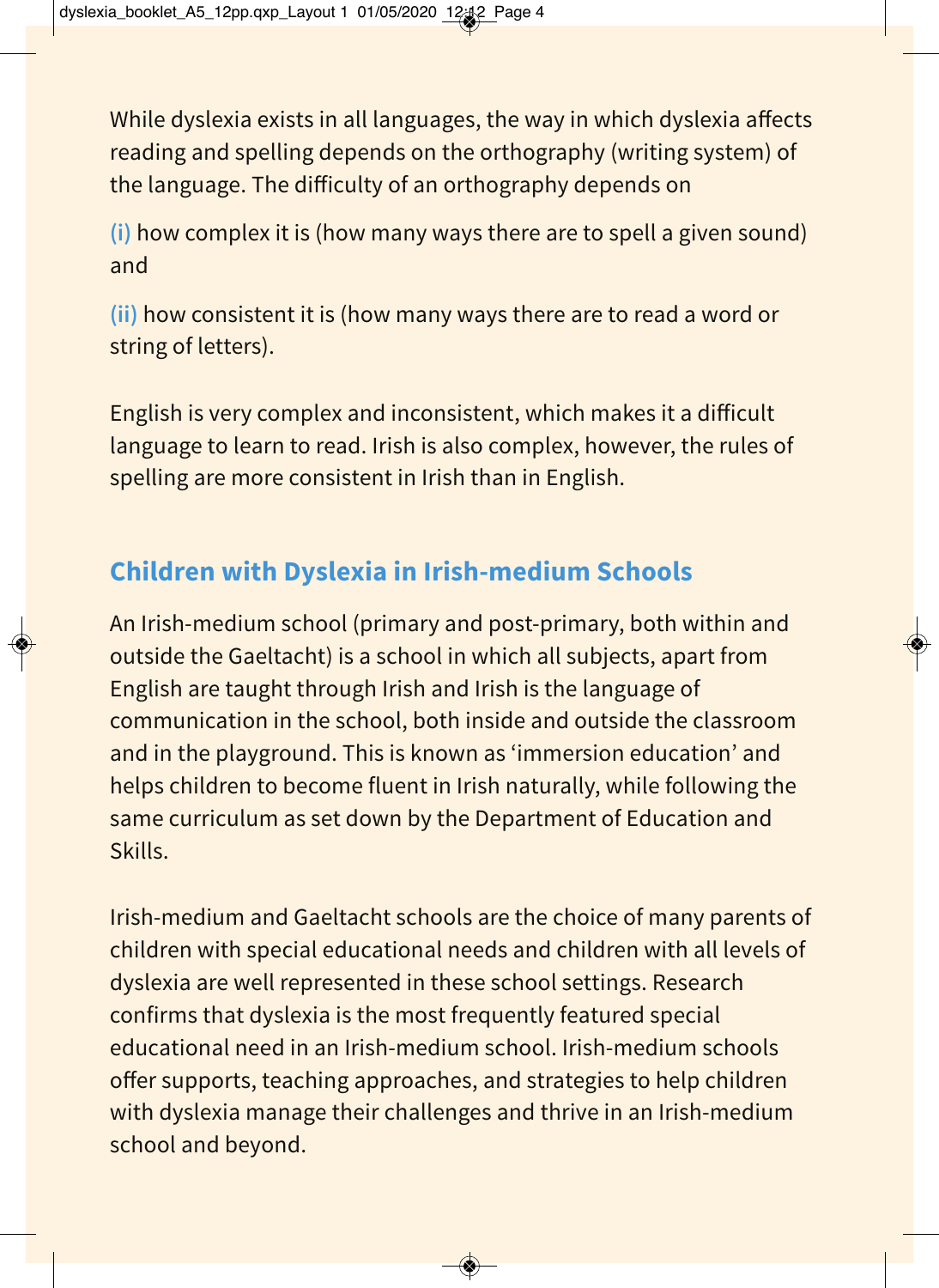While dyslexia exists in all languages, the way in which dyslexia affects reading and spelling depends on the orthography (writing system) of the language. The difficulty of an orthography depends on

(i) how complex it is (how many ways there are to spell a given sound) and

(ii) how consistent it is (how many ways there are to read a word or string of letters).

English is very complex and inconsistent, which makes it a difficult language to learn to read. Irish is also complex, however, the rules of spelling are more consistent in Irish than in English.

## Children with Dyslexia in Irish-medium Schools

An Irish-medium school (primary and post-primary, both within and outside the Gaeltacht) is a school in which all subjects, apart from English are taught through Irish and Irish is the language of communication in the school, both inside and outside the classroom and in the playground. This is known as 'immersion education' and helps children to become fluent in Irish naturally, while following the same curriculum as set down by the Department of Education and Skills.

Irish-medium and Gaeltacht schools are the choice of many parents of children with special educational needs and children with all levels of dyslexia are well represented in these school settings. Research confirms that dyslexia is the most frequently featured special educational need in an Irish-medium school. Irish-medium schools offer supports, teaching approaches, and strategies to help children with dyslexia manage their challenges and thrive in an Irish-medium school and beyond.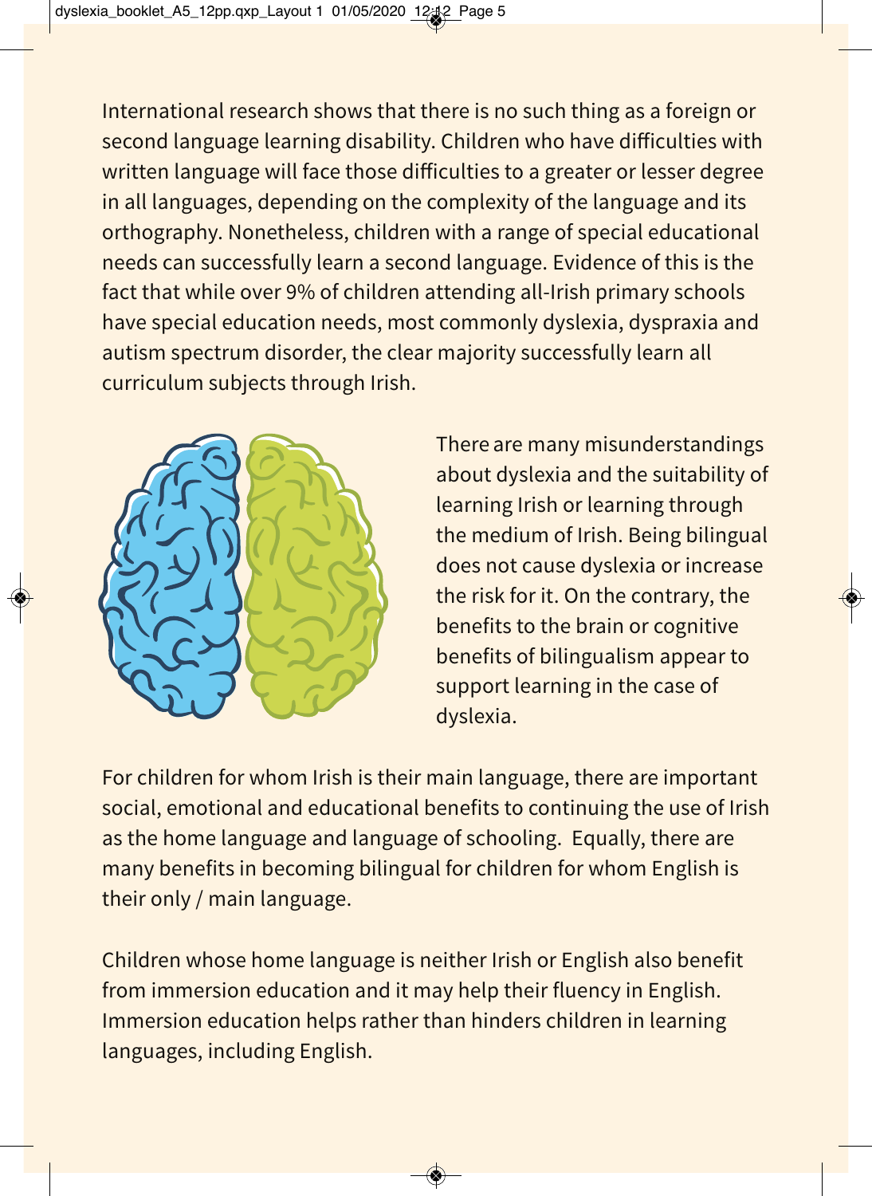International research shows that there is no such thing as a foreign or second language learning disability. Children who have difficulties with written language will face those difficulties to a greater or lesser degree in all languages, depending on the complexity of the language and its orthography. Nonetheless, children with a range of special educational needs can successfully learn a second language. Evidence of this is the fact that while over 9% of children attending all-Irish primary schools have special education needs, most commonly dyslexia, dyspraxia and autism spectrum disorder, the clear majority successfully learn all curriculum subjects through Irish.

There are many misunderstandings about dyslexia and the suitability of learning Irish or learning through the medium of Irish. Being bilingual does not cause dyslexia or increase the risk for it. On the contrary, the benefits to the brain or cognitive benefits of bilingualism appear to support learning in the case of dyslexia.

For children for whom Irish is their main language, there are important social, emotional and educational benefits to continuing the use of Irish as the home language and language of schooling. Equally, there are many benefits in becoming bilingual for children for whom English is their only / main language.

Children whose home language is neither Irish or English also benefit from immersion education and it may help their fluency in English. Immersion education helps rather than hinders children in learning languages, including English.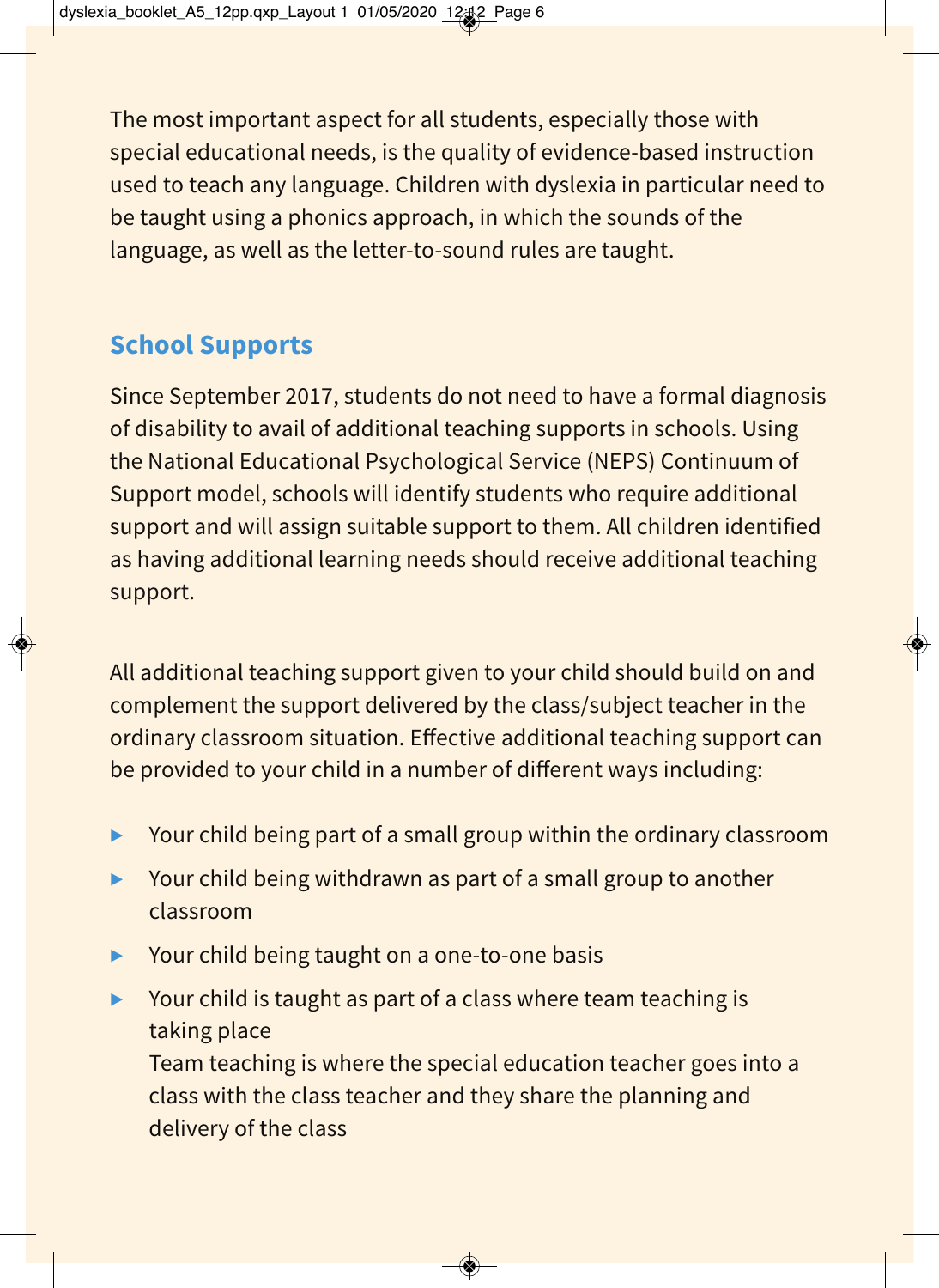The most important aspect for all students, especially those with special educational needs, is the quality of evidence-based instruction used to teach any language. Children with dyslexia in particular need to be taught using a phonics approach, in which the sounds of the language, as well as the letter-to-sound rules are taught.

## School Supports

Since September 2017, students do not need to have a formal diagnosis of disability to avail of additional teaching supports in schools. Using the National Educational Psychological Service (NEPS) Continuum of Support model, schools will identify students who require additional support and will assign suitable support to them. All children identified as having additional learning needs should receive additional teaching support.

All additional teaching support given to your child should build on and complement the support delivered by the class/subject teacher in the ordinary classroom situation. Effective additional teaching support can be provided to your child in a number of different ways including:

- Your child being part of a small group within the ordinary classroom
- Your child being withdrawn as part of a small group to another classroom
- Your child being taught on a one-to-one basis
- Your child is taught as part of a class where team teaching is taking place
  Team teaching is where the special education teacher goes into a class with the class teacher and they share the planning and delivery of the class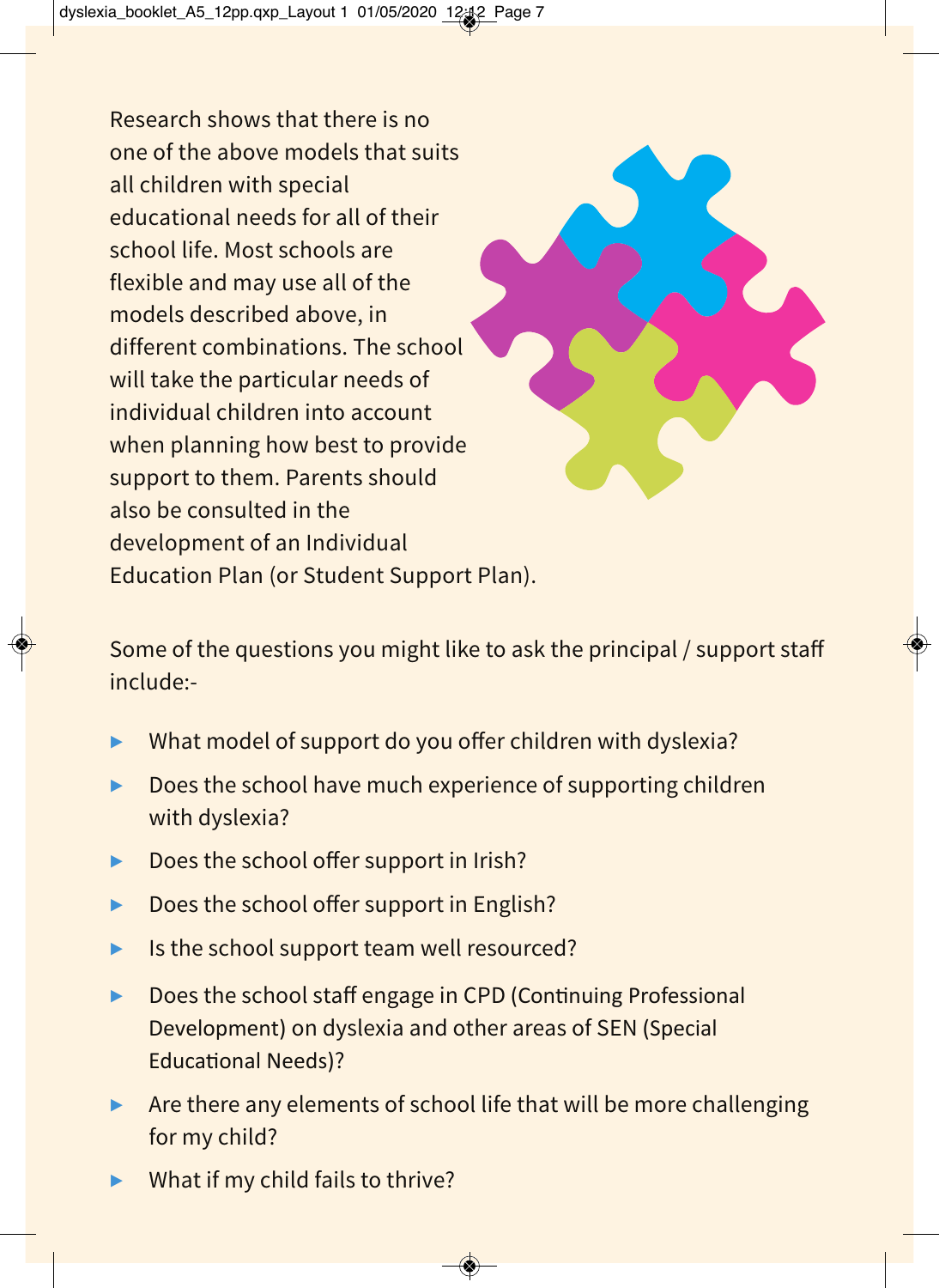Research shows that there is no one of the above models that suits all children with special educational needs for all of their school life. Most schools are flexible and may use all of the models described above, in different combinations. The school will take the particular needs of individual children into account when planning how best to provide support to them. Parents should also be consulted in the development of an Individual Education Plan (or Student Support Plan).

Some of the questions you might like to ask the principal / support staff include:-

- What model of support do you offer children with dyslexia?
- Does the school have much experience of supporting children with dyslexia?
- Does the school offer support in Irish?
- Does the school offer support in English?
- Is the school support team well resourced?
- Does the school staff engage in CPD (Continuing Professional Development) on dyslexia and other areas of SEN (Special Educational Needs)?
- Are there any elements of school life that will be more challenging for my child?
- What if my child fails to thrive?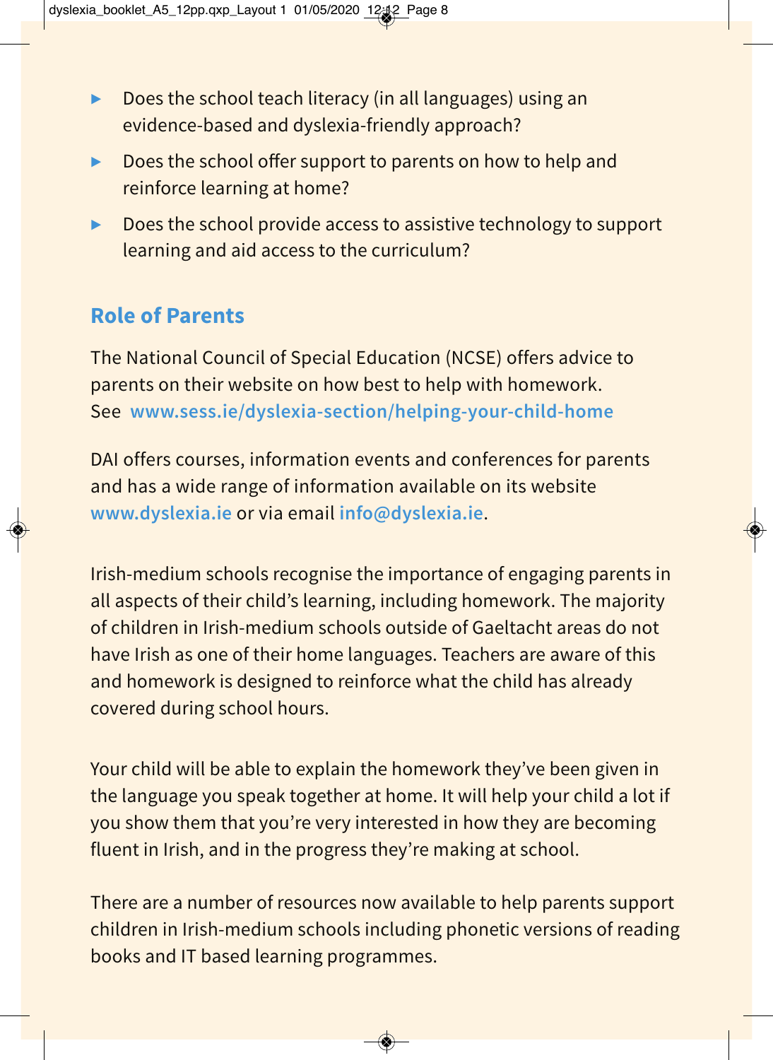- Does the school teach literacy (in all languages) using an evidence-based and dyslexia-friendly approach?
- Does the school offer support to parents on how to help and reinforce learning at home?
- Does the school provide access to assistive technology to support learning and aid access to the curriculum?

## Role of Parents

The National Council of Special Education (NCSE) offers advice to parents on their website on how best to help with homework. See **www.sess.ie/dyslexia-section/helping-your-child-home**

DAI offers courses, information events and conferences for parents and has a wide range of information available on its website **www.dyslexia.ie** or via email **info@dyslexia.ie**.

Irish-medium schools recognise the importance of engaging parents in all aspects of their child's learning, including homework. The majority of children in Irish-medium schools outside of Gaeltacht areas do not have Irish as one of their home languages. Teachers are aware of this and homework is designed to reinforce what the child has already covered during school hours.

Your child will be able to explain the homework they've been given in the language you speak together at home. It will help your child a lot if you show them that you're very interested in how they are becoming fluent in Irish, and in the progress they're making at school.

There are a number of resources now available to help parents support children in Irish-medium schools including phonetic versions of reading books and IT based learning programmes.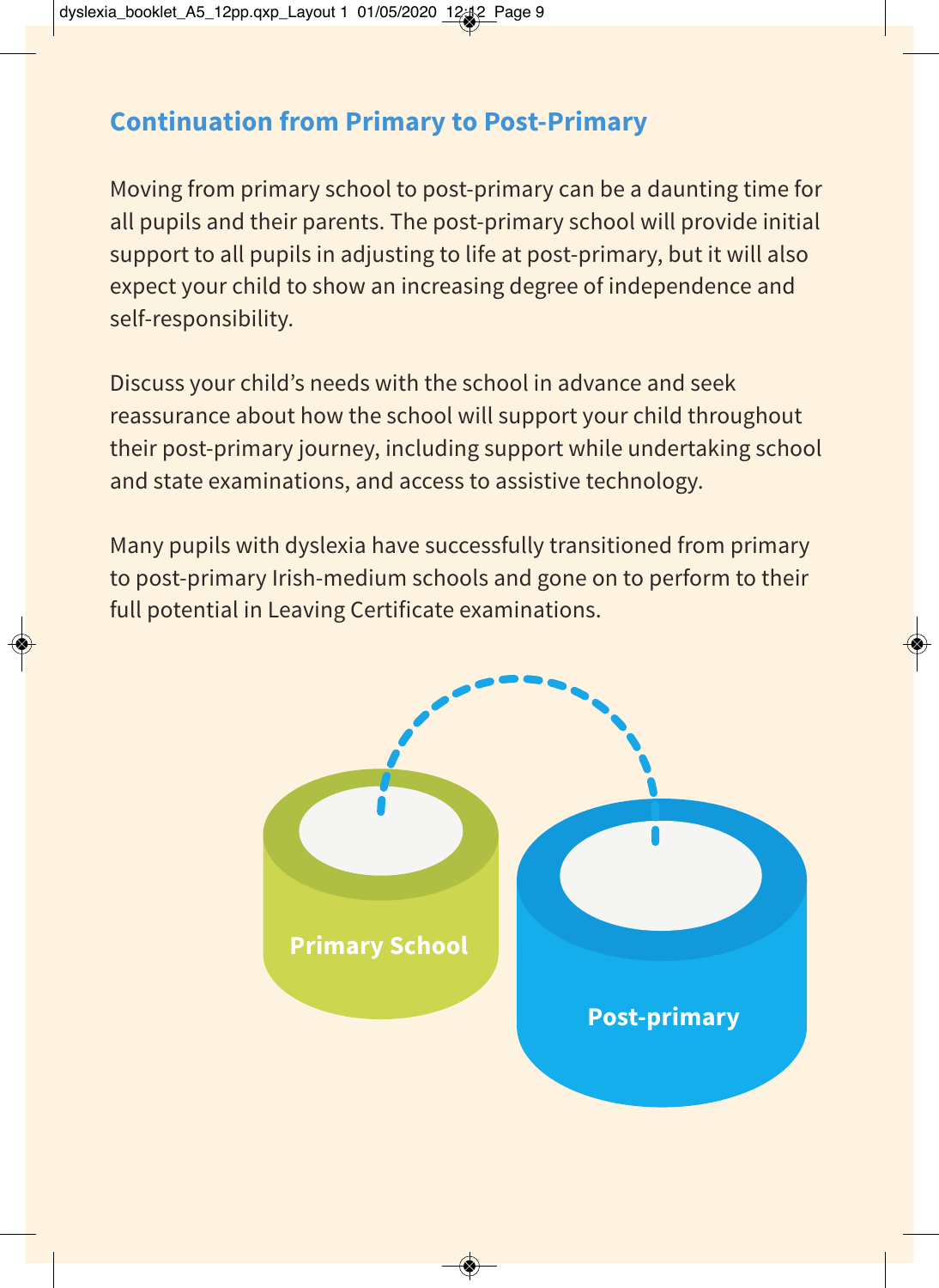## Continuation from Primary to Post-Primary

Moving from primary school to post-primary can be a daunting time for all pupils and their parents. The post-primary school will provide initial support to all pupils in adjusting to life at post-primary, but it will also expect your child to show an increasing degree of independence and self-responsibility.

Discuss your child's needs with the school in advance and seek reassurance about how the school will support your child throughout their post-primary journey, including support while undertaking school and state examinations, and access to assistive technology.

Many pupils with dyslexia have successfully transitioned from primary to post-primary Irish-medium schools and gone on to perform to their full potential in Leaving Certificate examinations.

**Primary School**

**Post-primary**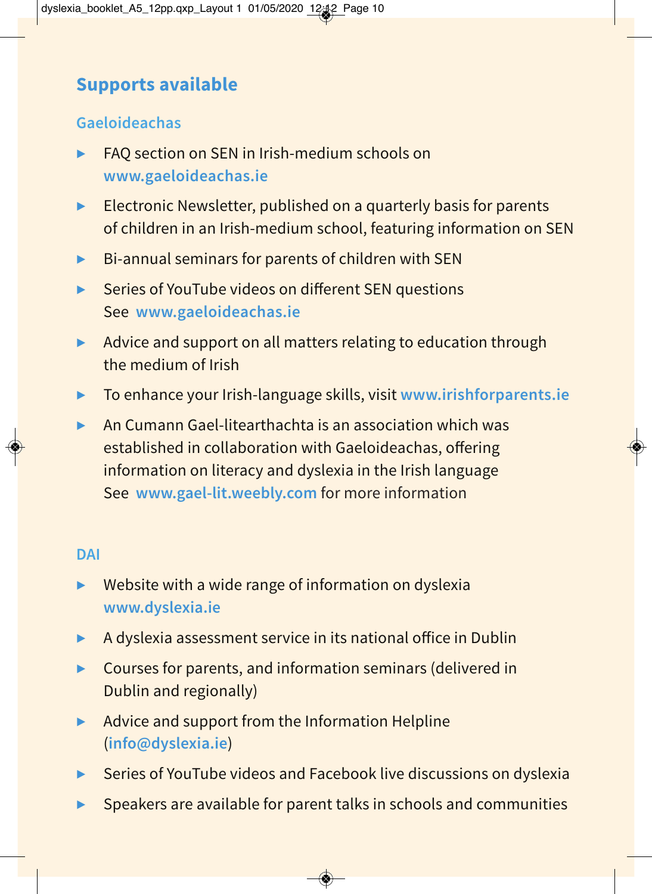## Supports available

### Gaeloideachas

- FAQ section on SEN in Irish-medium schools on **www.gaeloideachas.ie**
- Electronic Newsletter, published on a quarterly basis for parents of children in an Irish-medium school, featuring information on SEN
- Bi-annual seminars for parents of children with SEN
- Series of YouTube videos on different SEN questions See **www.gaeloideachas.ie**
- Advice and support on all matters relating to education through the medium of Irish
- To enhance your Irish-language skills, visit **www.irishforparents.ie**
- An Cumann Gael-litearthachta is an association which was established in collaboration with Gaeloideachas, offering information on literacy and dyslexia in the Irish language See **www.gael-lit.weebly.com** for more information

### DAI

- Website with a wide range of information on dyslexia **www.dyslexia.ie**
- A dyslexia assessment service in its national office in Dublin
- Courses for parents, and information seminars (delivered in Dublin and regionally)
- Advice and support from the Information Helpline (**info@dyslexia.ie**)
- Series of YouTube videos and Facebook live discussions on dyslexia
- Speakers are available for parent talks in schools and communities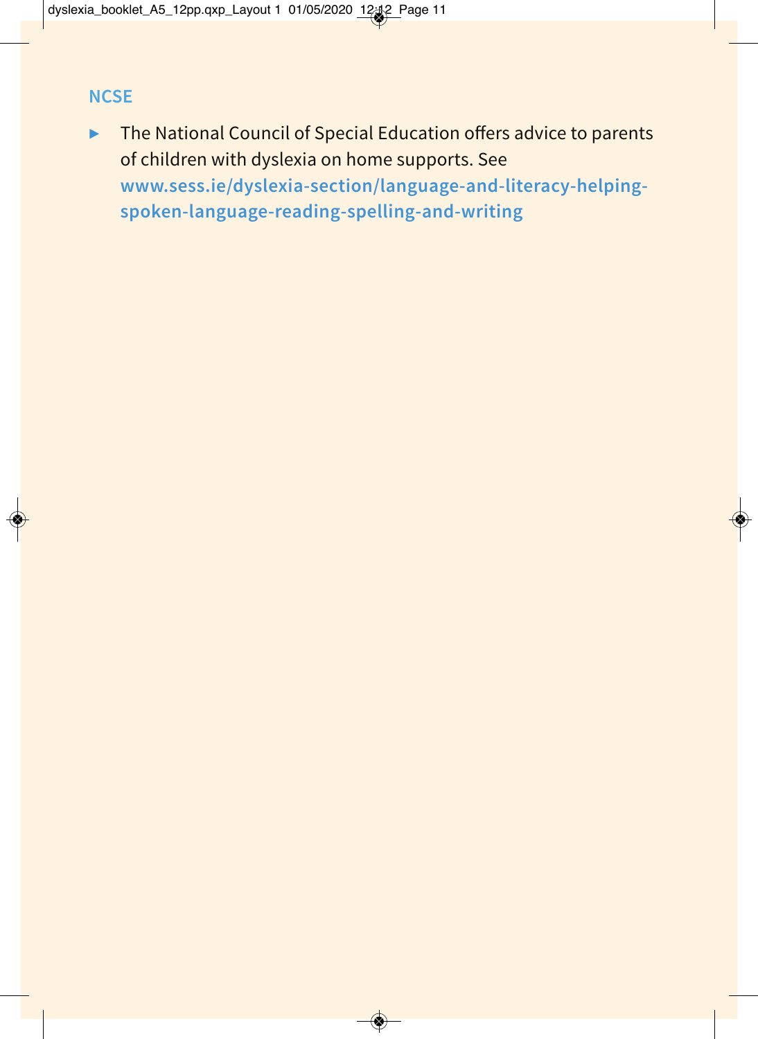## NCSE

- The National Council of Special Education offers advice to parents of children with dyslexia on home supports. See **www.sess.ie/dyslexia-section/language-and-literacy-helping-spoken-language-reading-spelling-and-writing**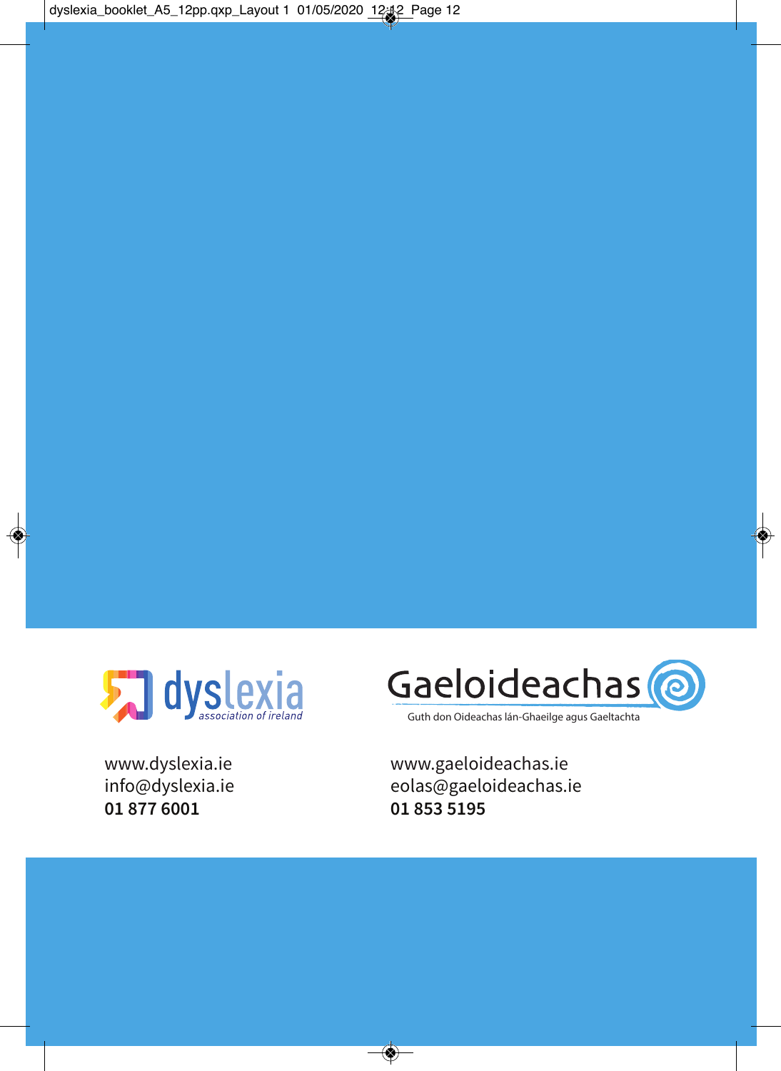dyslexia
association of ireland

www.dyslexia.ie
info@dyslexia.ie
**01 877 6001**

Gaeloideachas
Guth don Oideachas lán-Ghaeilge agus Gaeltachta

www.gaeloideachas.ie
eolas@gaeloideachas.ie
**01 853 5195**